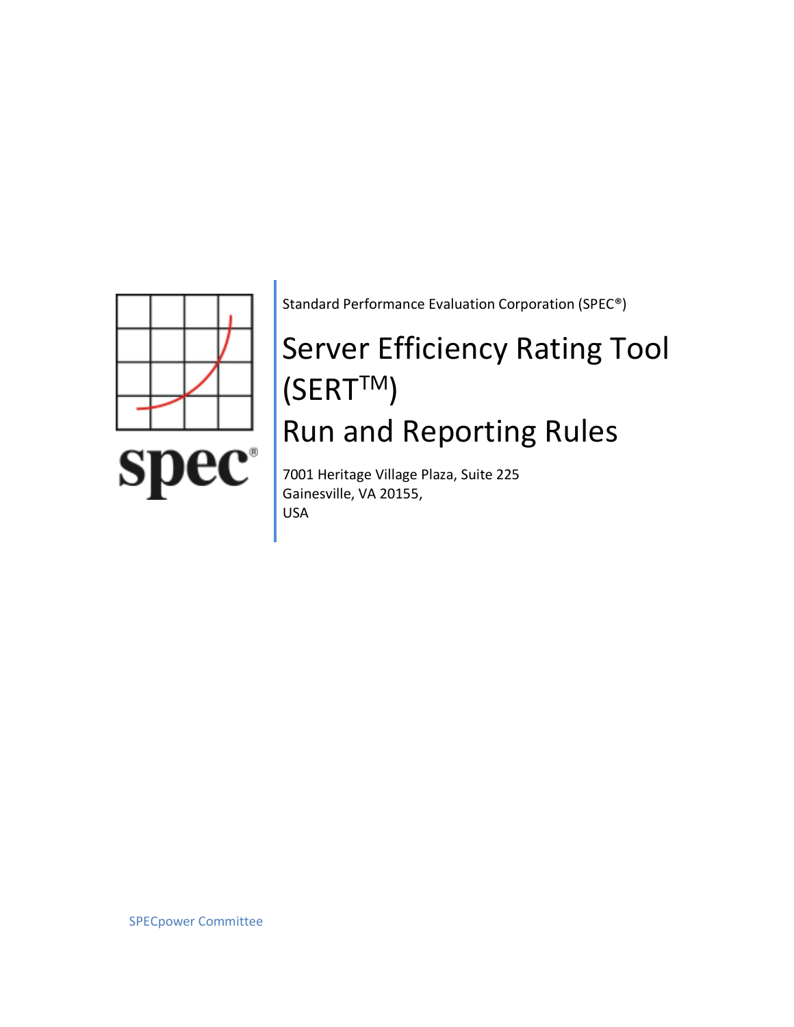Standard Performance Evaluation Corporation (SPEC®)

# Server Efficiency Rating Tool (SERT™) Run and Reporting Rules

7001 Heritage Village Plaza, Suite 225
Gainesville, VA 20155,
USA

SPECpower Committee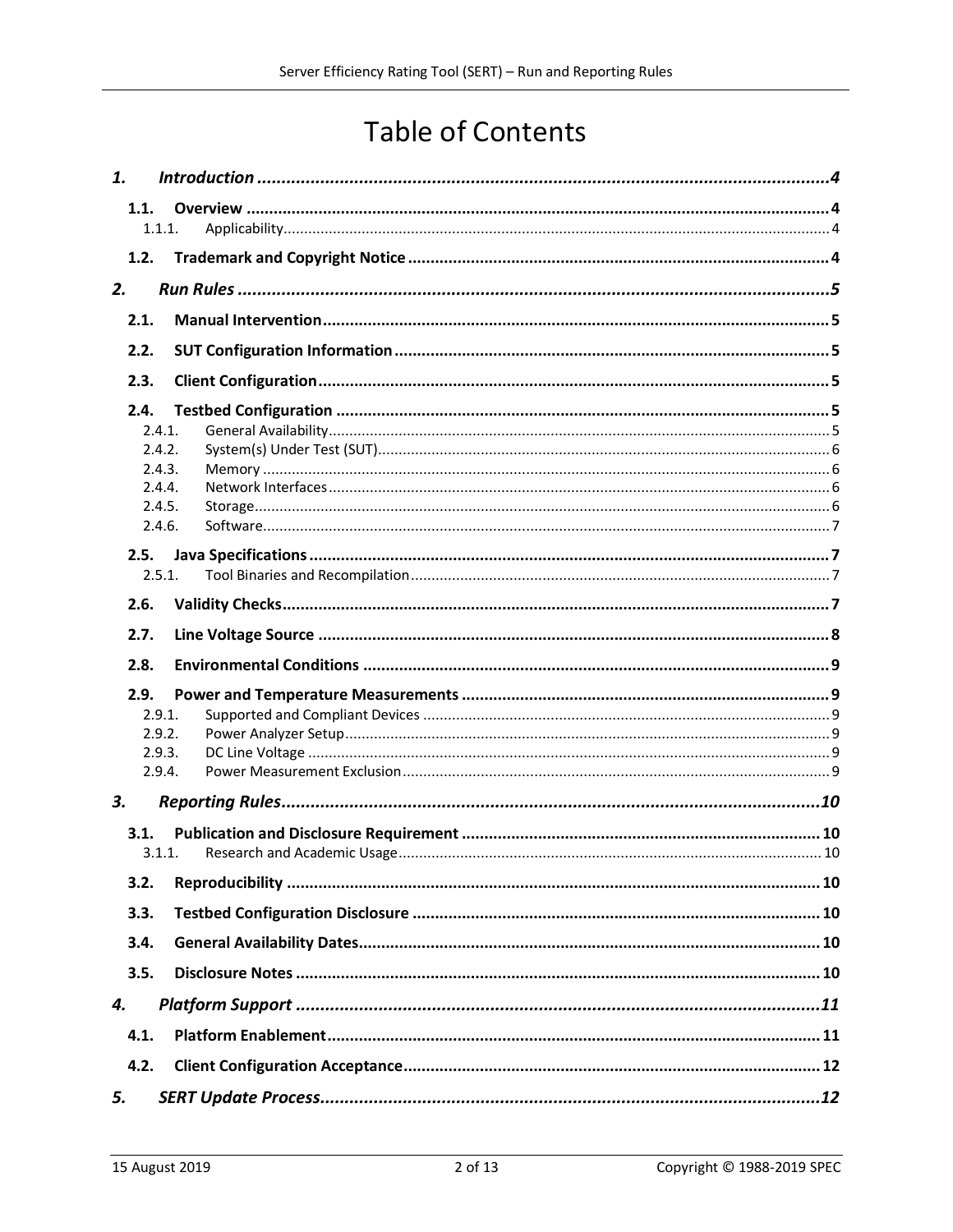# Table of Contents

1. *Introduction* ........ 4
   - 1.1. **Overview** ........ 4
     - 1.1.1. Applicability ........ 4
   - 1.2. **Trademark and Copyright Notice** ........ 4
2. *Run Rules* ........ 5
   - 2.1. **Manual Intervention** ........ 5
   - 2.2. **SUT Configuration Information** ........ 5
   - 2.3. **Client Configuration** ........ 5
   - 2.4. **Testbed Configuration** ........ 5
     - 2.4.1. General Availability ........ 5
     - 2.4.2. System(s) Under Test (SUT) ........ 6
     - 2.4.3. Memory ........ 6
     - 2.4.4. Network Interfaces ........ 6
     - 2.4.5. Storage ........ 6
     - 2.4.6. Software ........ 7
   - 2.5. **Java Specifications** ........ 7
     - 2.5.1. Tool Binaries and Recompilation ........ 7
   - 2.6. **Validity Checks** ........ 7
   - 2.7. **Line Voltage Source** ........ 8
   - 2.8. **Environmental Conditions** ........ 9
   - 2.9. **Power and Temperature Measurements** ........ 9
     - 2.9.1. Supported and Compliant Devices ........ 9
     - 2.9.2. Power Analyzer Setup ........ 9
     - 2.9.3. DC Line Voltage ........ 9
     - 2.9.4. Power Measurement Exclusion ........ 9
3. *Reporting Rules* ........ 10
   - 3.1. **Publication and Disclosure Requirement** ........ 10
     - 3.1.1. Research and Academic Usage ........ 10
   - 3.2. **Reproducibility** ........ 10
   - 3.3. **Testbed Configuration Disclosure** ........ 10
   - 3.4. **General Availability Dates** ........ 10
   - 3.5. **Disclosure Notes** ........ 10
4. *Platform Support* ........ 11
   - 4.1. **Platform Enablement** ........ 11
   - 4.2. **Client Configuration Acceptance** ........ 12
5. *SERT Update Process* ........ 12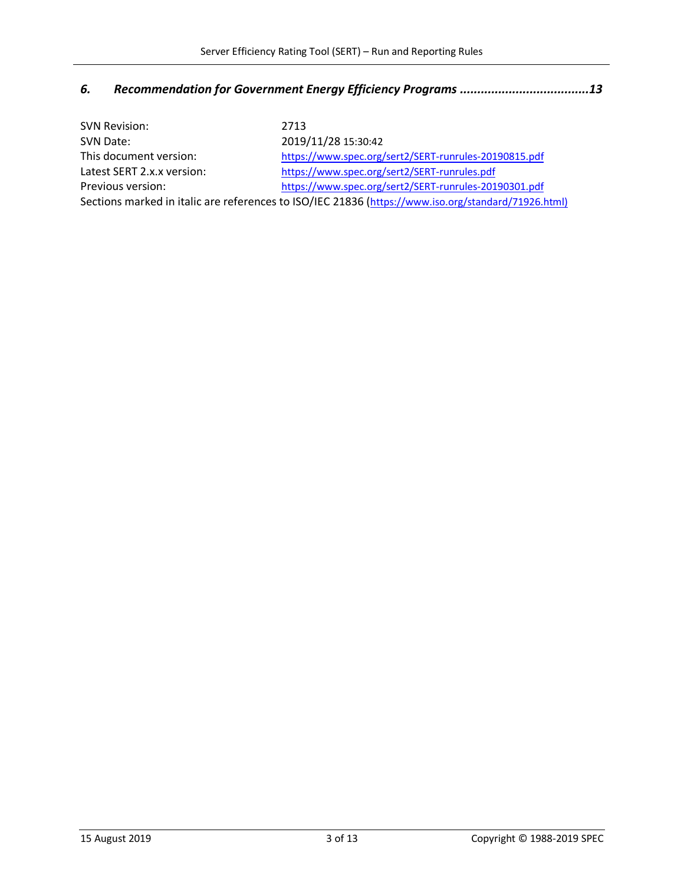*6. Recommendation for Government Energy Efficiency Programs ....................................13*

| | |
|---|---|
| SVN Revision: | 2713 |
| SVN Date: | 2019/11/28 15:30:42 |
| This document version: | https://www.spec.org/sert2/SERT-runrules-20190815.pdf |
| Latest SERT 2.x.x version: | https://www.spec.org/sert2/SERT-runrules.pdf |
| Previous version: | https://www.spec.org/sert2/SERT-runrules-20190301.pdf |

Sections marked in italic are references to ISO/IEC 21836 (https://www.iso.org/standard/71926.html)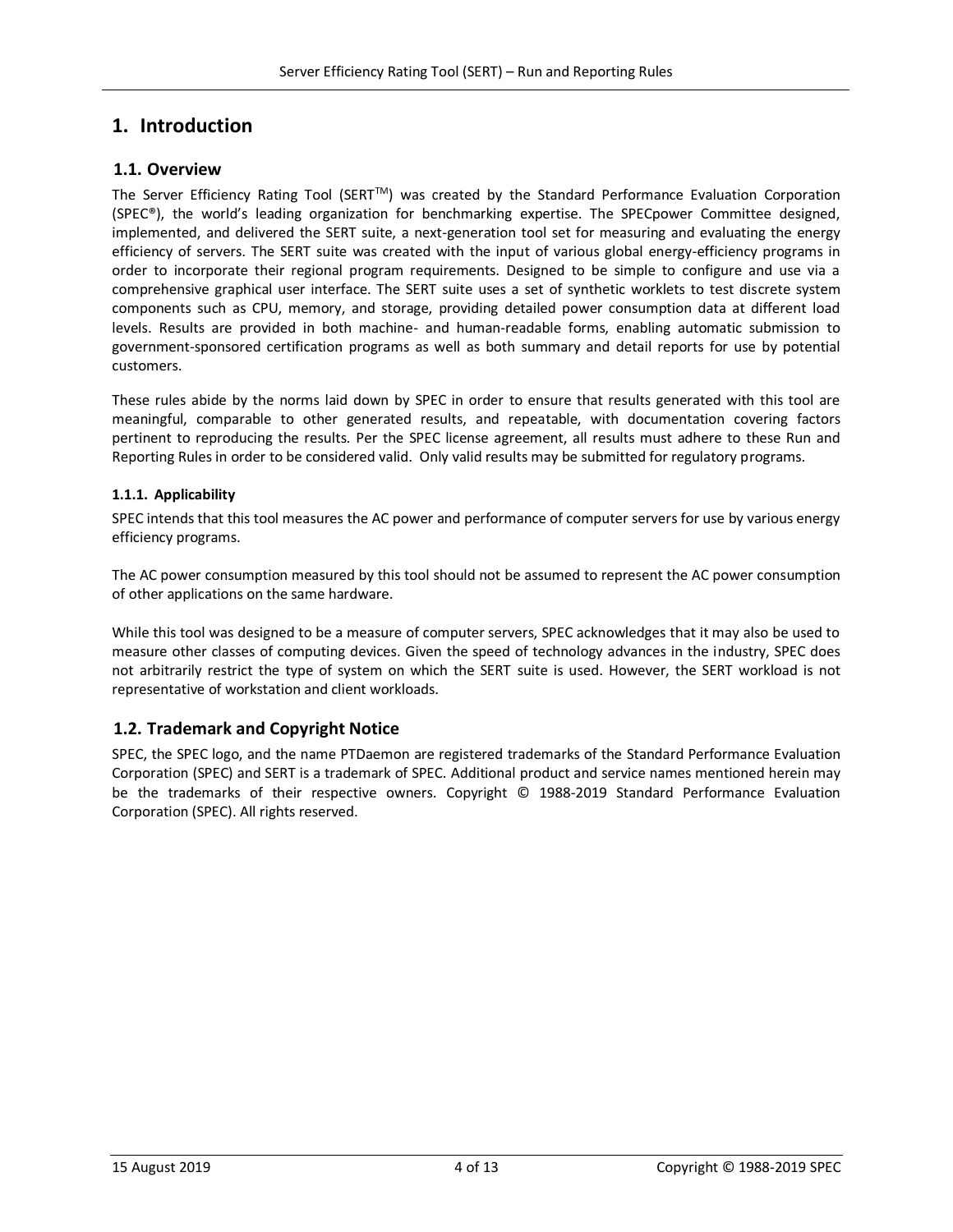# 1. Introduction

## 1.1. Overview

The Server Efficiency Rating Tool (SERT™) was created by the Standard Performance Evaluation Corporation (SPEC®), the world's leading organization for benchmarking expertise. The SPECpower Committee designed, implemented, and delivered the SERT suite, a next-generation tool set for measuring and evaluating the energy efficiency of servers. The SERT suite was created with the input of various global energy-efficiency programs in order to incorporate their regional program requirements. Designed to be simple to configure and use via a comprehensive graphical user interface. The SERT suite uses a set of synthetic worklets to test discrete system components such as CPU, memory, and storage, providing detailed power consumption data at different load levels. Results are provided in both machine- and human-readable forms, enabling automatic submission to government-sponsored certification programs as well as both summary and detail reports for use by potential customers.

These rules abide by the norms laid down by SPEC in order to ensure that results generated with this tool are meaningful, comparable to other generated results, and repeatable, with documentation covering factors pertinent to reproducing the results. Per the SPEC license agreement, all results must adhere to these Run and Reporting Rules in order to be considered valid. Only valid results may be submitted for regulatory programs.

### 1.1.1. Applicability

SPEC intends that this tool measures the AC power and performance of computer servers for use by various energy efficiency programs.

The AC power consumption measured by this tool should not be assumed to represent the AC power consumption of other applications on the same hardware.

While this tool was designed to be a measure of computer servers, SPEC acknowledges that it may also be used to measure other classes of computing devices. Given the speed of technology advances in the industry, SPEC does not arbitrarily restrict the type of system on which the SERT suite is used. However, the SERT workload is not representative of workstation and client workloads.

## 1.2. Trademark and Copyright Notice

SPEC, the SPEC logo, and the name PTDaemon are registered trademarks of the Standard Performance Evaluation Corporation (SPEC) and SERT is a trademark of SPEC. Additional product and service names mentioned herein may be the trademarks of their respective owners. Copyright © 1988-2019 Standard Performance Evaluation Corporation (SPEC). All rights reserved.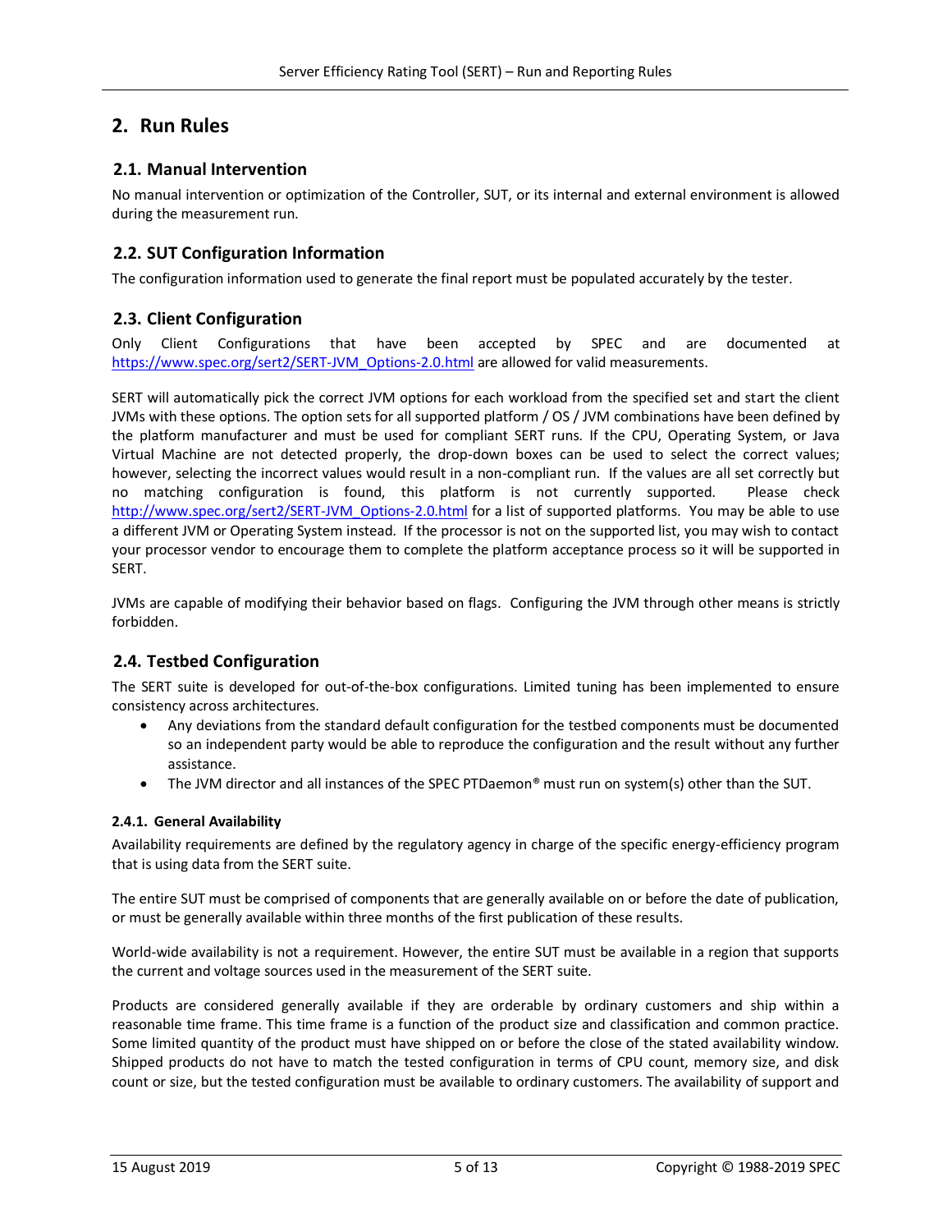# 2. Run Rules

## 2.1. Manual Intervention

No manual intervention or optimization of the Controller, SUT, or its internal and external environment is allowed during the measurement run.

## 2.2. SUT Configuration Information

The configuration information used to generate the final report must be populated accurately by the tester.

## 2.3. Client Configuration

Only Client Configurations that have been accepted by SPEC and are documented at https://www.spec.org/sert2/SERT-JVM_Options-2.0.html are allowed for valid measurements.

SERT will automatically pick the correct JVM options for each workload from the specified set and start the client JVMs with these options. The option sets for all supported platform / OS / JVM combinations have been defined by the platform manufacturer and must be used for compliant SERT runs. If the CPU, Operating System, or Java Virtual Machine are not detected properly, the drop-down boxes can be used to select the correct values; however, selecting the incorrect values would result in a non-compliant run. If the values are all set correctly but no matching configuration is found, this platform is not currently supported. Please check http://www.spec.org/sert2/SERT-JVM_Options-2.0.html for a list of supported platforms. You may be able to use a different JVM or Operating System instead. If the processor is not on the supported list, you may wish to contact your processor vendor to encourage them to complete the platform acceptance process so it will be supported in SERT.

JVMs are capable of modifying their behavior based on flags. Configuring the JVM through other means is strictly forbidden.

## 2.4. Testbed Configuration

The SERT suite is developed for out-of-the-box configurations. Limited tuning has been implemented to ensure consistency across architectures.

- Any deviations from the standard default configuration for the testbed components must be documented so an independent party would be able to reproduce the configuration and the result without any further assistance.
- The JVM director and all instances of the SPEC PTDaemon® must run on system(s) other than the SUT.

### 2.4.1. General Availability

Availability requirements are defined by the regulatory agency in charge of the specific energy-efficiency program that is using data from the SERT suite.

The entire SUT must be comprised of components that are generally available on or before the date of publication, or must be generally available within three months of the first publication of these results.

World-wide availability is not a requirement. However, the entire SUT must be available in a region that supports the current and voltage sources used in the measurement of the SERT suite.

Products are considered generally available if they are orderable by ordinary customers and ship within a reasonable time frame. This time frame is a function of the product size and classification and common practice. Some limited quantity of the product must have shipped on or before the close of the stated availability window. Shipped products do not have to match the tested configuration in terms of CPU count, memory size, and disk count or size, but the tested configuration must be available to ordinary customers. The availability of support and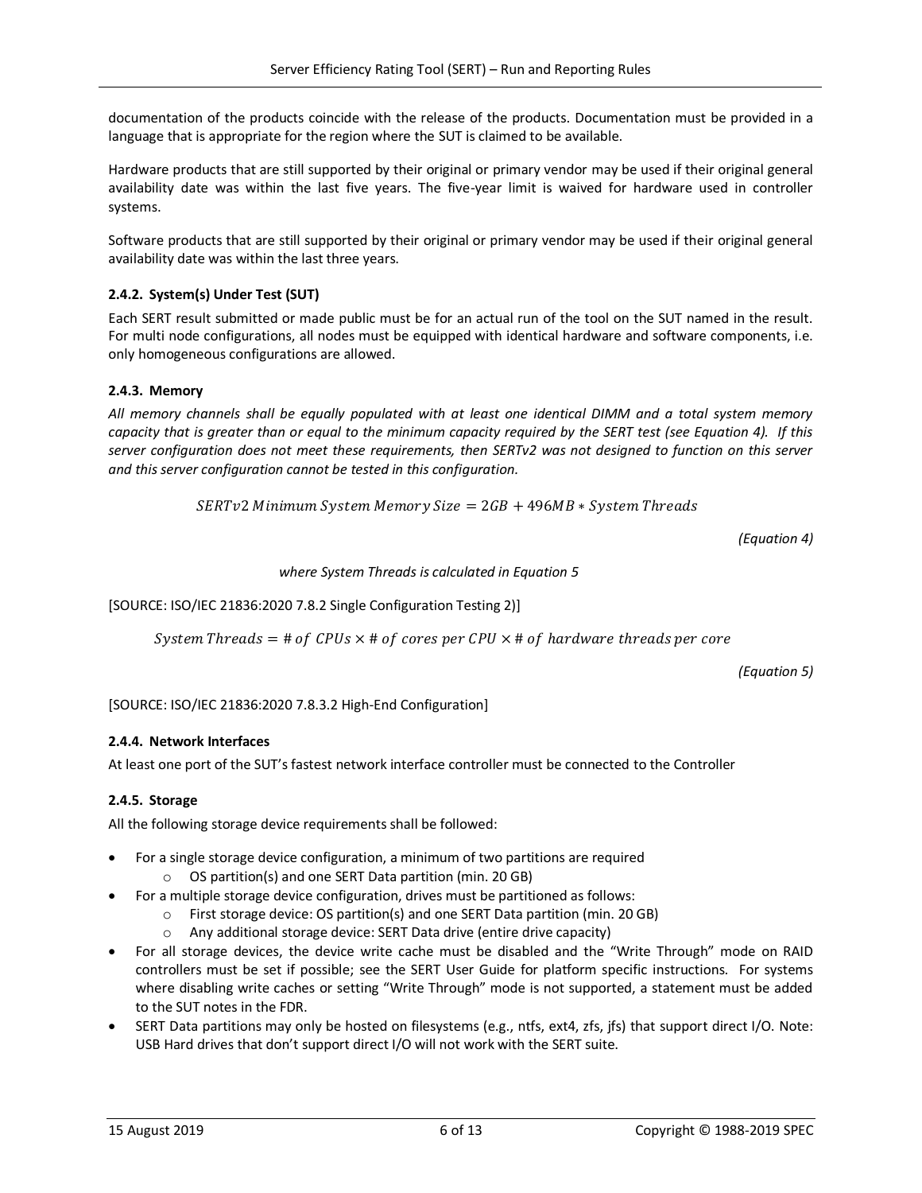documentation of the products coincide with the release of the products. Documentation must be provided in a language that is appropriate for the region where the SUT is claimed to be available.

Hardware products that are still supported by their original or primary vendor may be used if their original general availability date was within the last five years. The five-year limit is waived for hardware used in controller systems.

Software products that are still supported by their original or primary vendor may be used if their original general availability date was within the last three years.

### 2.4.2. System(s) Under Test (SUT)

Each SERT result submitted or made public must be for an actual run of the tool on the SUT named in the result. For multi node configurations, all nodes must be equipped with identical hardware and software components, i.e. only homogeneous configurations are allowed.

### 2.4.3. Memory

*All memory channels shall be equally populated with at least one identical DIMM and a total system memory capacity that is greater than or equal to the minimum capacity required by the SERT test (see Equation 4). If this server configuration does not meet these requirements, then SERTv2 was not designed to function on this server and this server configuration cannot be tested in this configuration.*

$$SERTv2\ Minimum\ System\ Memory\ Size = 2GB + 496MB * System\ Threads$$

*(Equation 4)*

*where System Threads is calculated in Equation 5*

[SOURCE: ISO/IEC 21836:2020 7.8.2 Single Configuration Testing 2)]

$$System\ Threads = \#\ of\ CPUs \times \#\ of\ cores\ per\ CPU \times \#\ of\ hardware\ threads\ per\ core$$

*(Equation 5)*

[SOURCE: ISO/IEC 21836:2020 7.8.3.2 High-End Configuration]

### 2.4.4. Network Interfaces

At least one port of the SUT's fastest network interface controller must be connected to the Controller

### 2.4.5. Storage

All the following storage device requirements shall be followed:

- For a single storage device configuration, a minimum of two partitions are required
  - OS partition(s) and one SERT Data partition (min. 20 GB)
- For a multiple storage device configuration, drives must be partitioned as follows:
  - First storage device: OS partition(s) and one SERT Data partition (min. 20 GB)
  - Any additional storage device: SERT Data drive (entire drive capacity)
- For all storage devices, the device write cache must be disabled and the "Write Through" mode on RAID controllers must be set if possible; see the SERT User Guide for platform specific instructions. For systems where disabling write caches or setting "Write Through" mode is not supported, a statement must be added to the SUT notes in the FDR.
- SERT Data partitions may only be hosted on filesystems (e.g., ntfs, ext4, zfs, jfs) that support direct I/O. Note: USB Hard drives that don't support direct I/O will not work with the SERT suite.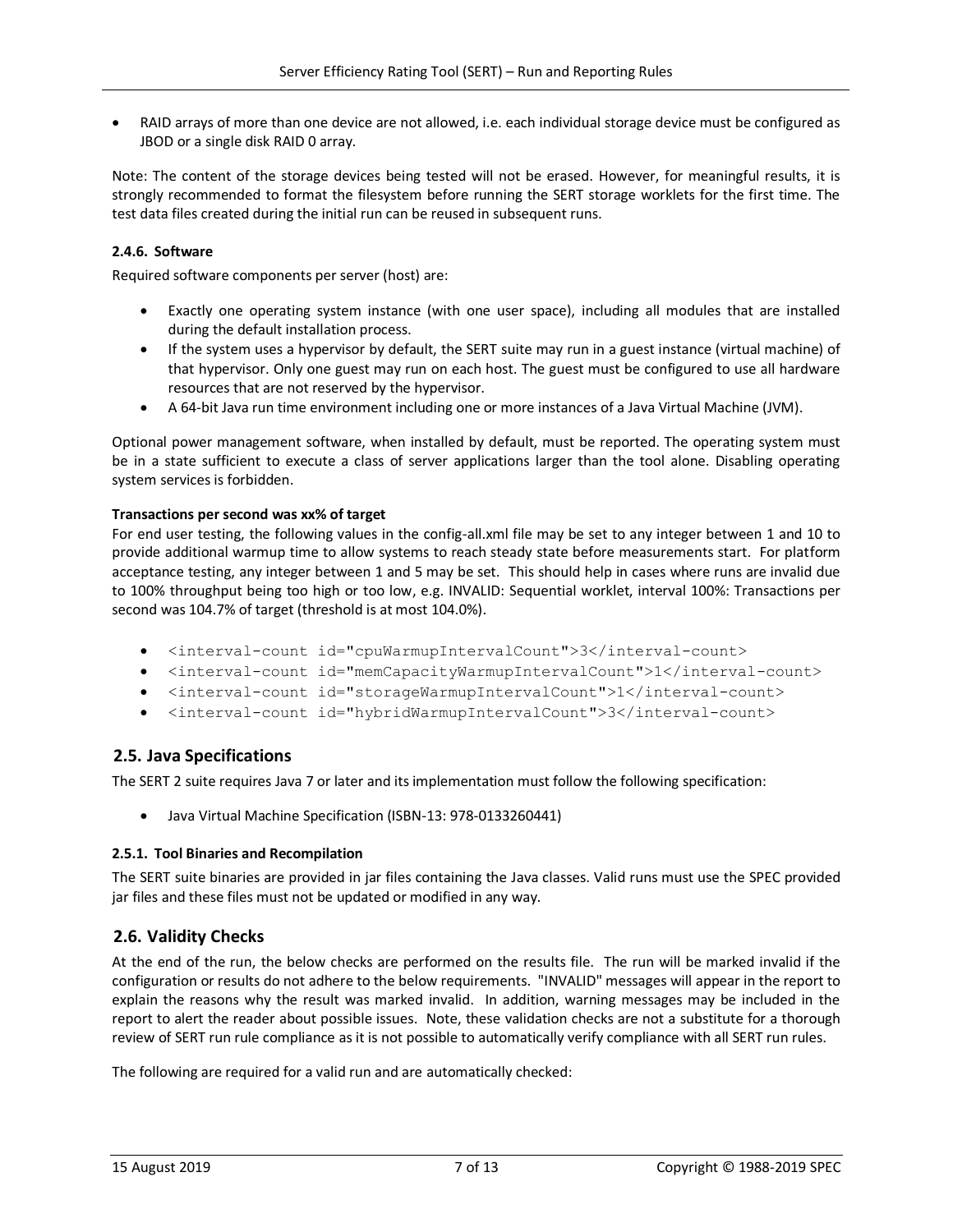- RAID arrays of more than one device are not allowed, i.e. each individual storage device must be configured as JBOD or a single disk RAID 0 array.

Note: The content of the storage devices being tested will not be erased. However, for meaningful results, it is strongly recommended to format the filesystem before running the SERT storage worklets for the first time. The test data files created during the initial run can be reused in subsequent runs.

#### 2.4.6. Software

Required software components per server (host) are:

- Exactly one operating system instance (with one user space), including all modules that are installed during the default installation process.
- If the system uses a hypervisor by default, the SERT suite may run in a guest instance (virtual machine) of that hypervisor. Only one guest may run on each host. The guest must be configured to use all hardware resources that are not reserved by the hypervisor.
- A 64-bit Java run time environment including one or more instances of a Java Virtual Machine (JVM).

Optional power management software, when installed by default, must be reported. The operating system must be in a state sufficient to execute a class of server applications larger than the tool alone. Disabling operating system services is forbidden.

**Transactions per second was xx% of target**

For end user testing, the following values in the config-all.xml file may be set to any integer between 1 and 10 to provide additional warmup time to allow systems to reach steady state before measurements start. For platform acceptance testing, any integer between 1 and 5 may be set. This should help in cases where runs are invalid due to 100% throughput being too high or too low, e.g. INVALID: Sequential worklet, interval 100%: Transactions per second was 104.7% of target (threshold is at most 104.0%).

- `<interval-count id="cpuWarmupIntervalCount">3</interval-count>`
- `<interval-count id="memCapacityWarmupIntervalCount">1</interval-count>`
- `<interval-count id="storageWarmupIntervalCount">1</interval-count>`
- `<interval-count id="hybridWarmupIntervalCount">3</interval-count>`

## 2.5. Java Specifications

The SERT 2 suite requires Java 7 or later and its implementation must follow the following specification:

- Java Virtual Machine Specification (ISBN-13: 978-0133260441)

#### 2.5.1. Tool Binaries and Recompilation

The SERT suite binaries are provided in jar files containing the Java classes. Valid runs must use the SPEC provided jar files and these files must not be updated or modified in any way.

## 2.6. Validity Checks

At the end of the run, the below checks are performed on the results file. The run will be marked invalid if the configuration or results do not adhere to the below requirements. "INVALID" messages will appear in the report to explain the reasons why the result was marked invalid. In addition, warning messages may be included in the report to alert the reader about possible issues. Note, these validation checks are not a substitute for a thorough review of SERT run rule compliance as it is not possible to automatically verify compliance with all SERT run rules.

The following are required for a valid run and are automatically checked: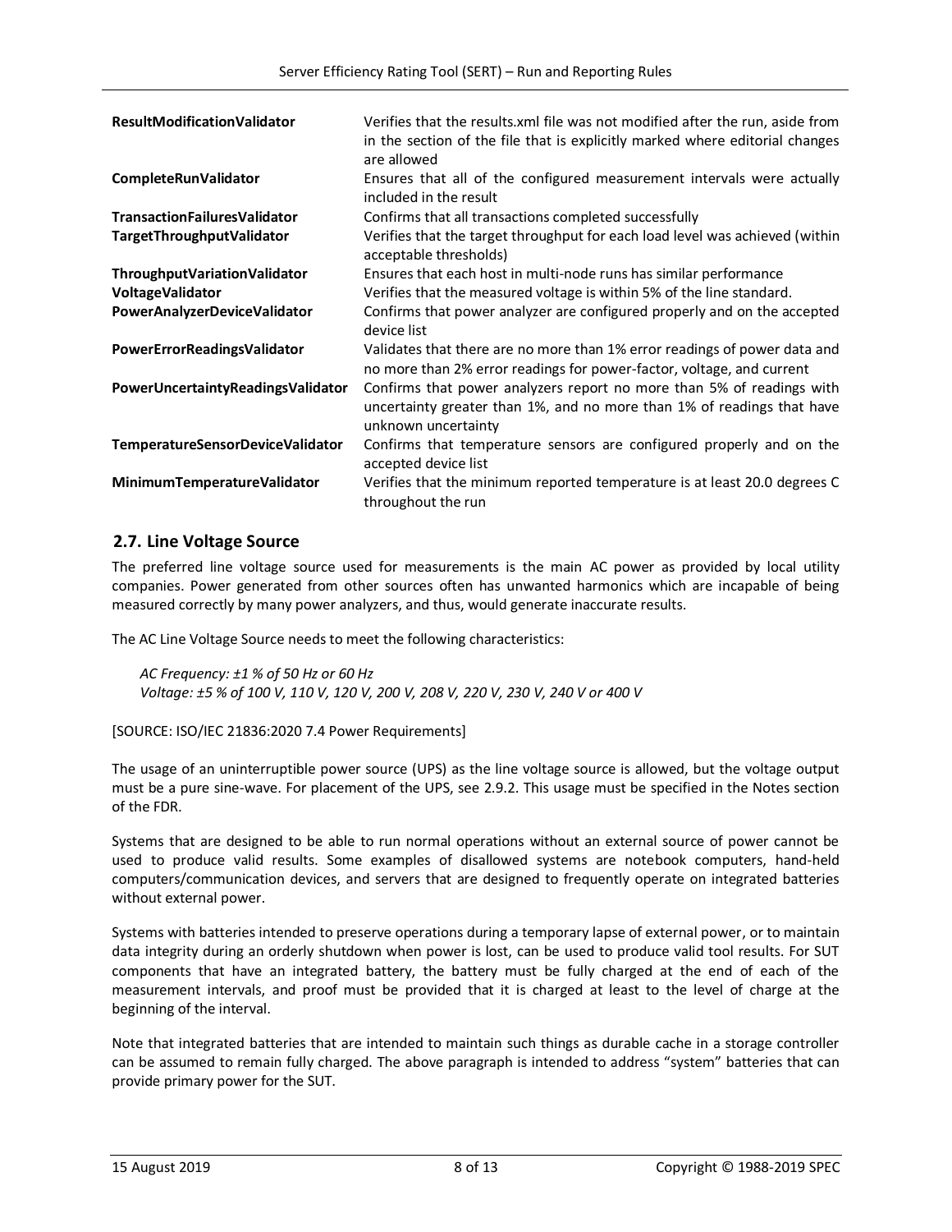| | |
|---|---|
| **ResultModificationValidator** | Verifies that the results.xml file was not modified after the run, aside from in the section of the file that is explicitly marked where editorial changes are allowed |
| **CompleteRunValidator** | Ensures that all of the configured measurement intervals were actually included in the result |
| **TransactionFailuresValidator** | Confirms that all transactions completed successfully |
| **TargetThroughputValidator** | Verifies that the target throughput for each load level was achieved (within acceptable thresholds) |
| **ThroughputVariationValidator** | Ensures that each host in multi-node runs has similar performance |
| **VoltageValidator** | Verifies that the measured voltage is within 5% of the line standard. |
| **PowerAnalyzerDeviceValidator** | Confirms that power analyzer are configured properly and on the accepted device list |
| **PowerErrorReadingsValidator** | Validates that there are no more than 1% error readings of power data and no more than 2% error readings for power-factor, voltage, and current |
| **PowerUncertaintyReadingsValidator** | Confirms that power analyzers report no more than 5% of readings with uncertainty greater than 1%, and no more than 1% of readings that have unknown uncertainty |
| **TemperatureSensorDeviceValidator** | Confirms that temperature sensors are configured properly and on the accepted device list |
| **MinimumTemperatureValidator** | Verifies that the minimum reported temperature is at least 20.0 degrees C throughout the run |

## 2.7. Line Voltage Source

The preferred line voltage source used for measurements is the main AC power as provided by local utility companies. Power generated from other sources often has unwanted harmonics which are incapable of being measured correctly by many power analyzers, and thus, would generate inaccurate results.

The AC Line Voltage Source needs to meet the following characteristics:

*AC Frequency: ±1 % of 50 Hz or 60 Hz*
*Voltage: ±5 % of 100 V, 110 V, 120 V, 200 V, 208 V, 220 V, 230 V, 240 V or 400 V*

[SOURCE: ISO/IEC 21836:2020 7.4 Power Requirements]

The usage of an uninterruptible power source (UPS) as the line voltage source is allowed, but the voltage output must be a pure sine-wave. For placement of the UPS, see 2.9.2. This usage must be specified in the Notes section of the FDR.

Systems that are designed to be able to run normal operations without an external source of power cannot be used to produce valid results. Some examples of disallowed systems are notebook computers, hand-held computers/communication devices, and servers that are designed to frequently operate on integrated batteries without external power.

Systems with batteries intended to preserve operations during a temporary lapse of external power, or to maintain data integrity during an orderly shutdown when power is lost, can be used to produce valid tool results. For SUT components that have an integrated battery, the battery must be fully charged at the end of each of the measurement intervals, and proof must be provided that it is charged at least to the level of charge at the beginning of the interval.

Note that integrated batteries that are intended to maintain such things as durable cache in a storage controller can be assumed to remain fully charged. The above paragraph is intended to address "system" batteries that can provide primary power for the SUT.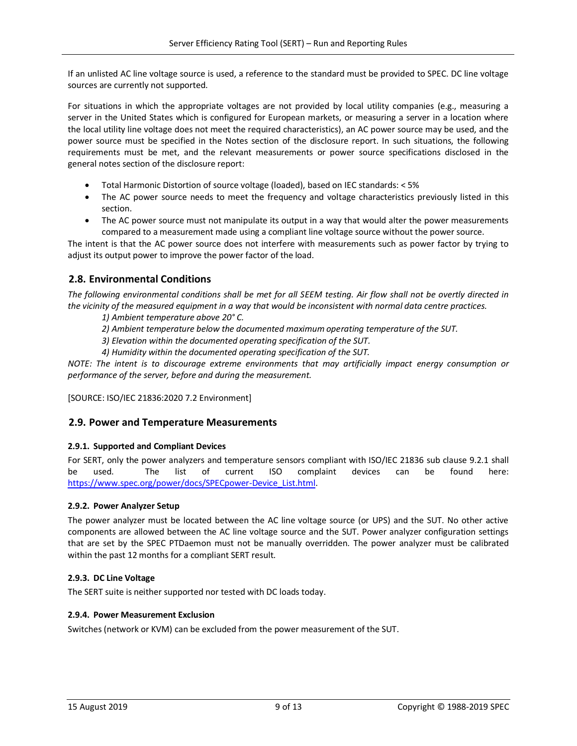If an unlisted AC line voltage source is used, a reference to the standard must be provided to SPEC. DC line voltage sources are currently not supported.

For situations in which the appropriate voltages are not provided by local utility companies (e.g., measuring a server in the United States which is configured for European markets, or measuring a server in a location where the local utility line voltage does not meet the required characteristics), an AC power source may be used, and the power source must be specified in the Notes section of the disclosure report. In such situations, the following requirements must be met, and the relevant measurements or power source specifications disclosed in the general notes section of the disclosure report:

- Total Harmonic Distortion of source voltage (loaded), based on IEC standards: < 5%
- The AC power source needs to meet the frequency and voltage characteristics previously listed in this section.
- The AC power source must not manipulate its output in a way that would alter the power measurements compared to a measurement made using a compliant line voltage source without the power source.

The intent is that the AC power source does not interfere with measurements such as power factor by trying to adjust its output power to improve the power factor of the load.

## 2.8. Environmental Conditions

*The following environmental conditions shall be met for all SEEM testing. Air flow shall not be overtly directed in the vicinity of the measured equipment in a way that would be inconsistent with normal data centre practices.*

*1) Ambient temperature above 20° C.*

*2) Ambient temperature below the documented maximum operating temperature of the SUT.*

*3) Elevation within the documented operating specification of the SUT.*

*4) Humidity within the documented operating specification of the SUT.*

*NOTE: The intent is to discourage extreme environments that may artificially impact energy consumption or performance of the server, before and during the measurement.*

[SOURCE: ISO/IEC 21836:2020 7.2 Environment]

## 2.9. Power and Temperature Measurements

### 2.9.1. Supported and Compliant Devices

For SERT, only the power analyzers and temperature sensors compliant with ISO/IEC 21836 sub clause 9.2.1 shall be used. The list of current ISO complaint devices can be found here: https://www.spec.org/power/docs/SPECpower-Device_List.html.

### 2.9.2. Power Analyzer Setup

The power analyzer must be located between the AC line voltage source (or UPS) and the SUT. No other active components are allowed between the AC line voltage source and the SUT. Power analyzer configuration settings that are set by the SPEC PTDaemon must not be manually overridden. The power analyzer must be calibrated within the past 12 months for a compliant SERT result.

### 2.9.3. DC Line Voltage

The SERT suite is neither supported nor tested with DC loads today.

### 2.9.4. Power Measurement Exclusion

Switches (network or KVM) can be excluded from the power measurement of the SUT.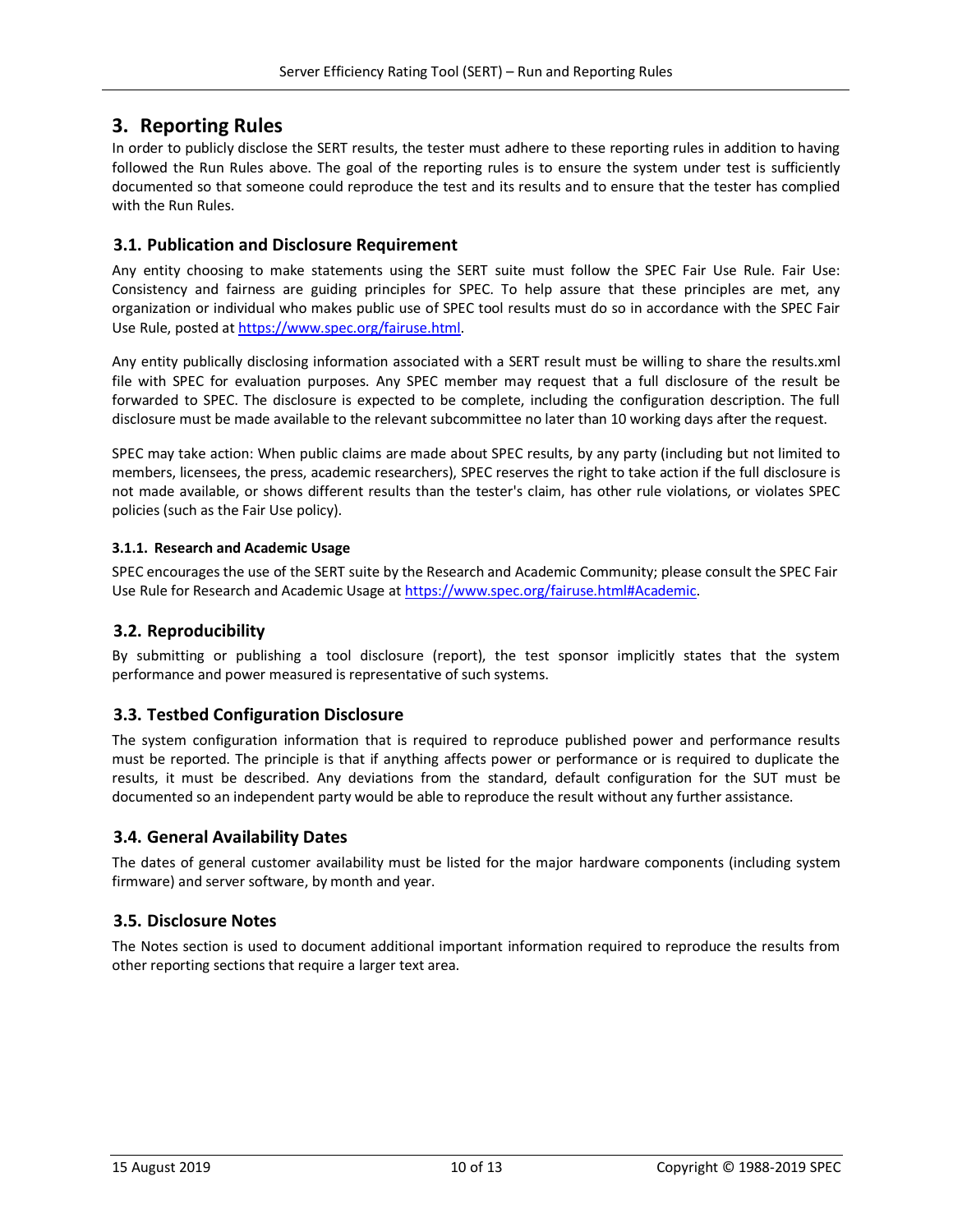# 3. Reporting Rules

In order to publicly disclose the SERT results, the tester must adhere to these reporting rules in addition to having followed the Run Rules above. The goal of the reporting rules is to ensure the system under test is sufficiently documented so that someone could reproduce the test and its results and to ensure that the tester has complied with the Run Rules.

## 3.1. Publication and Disclosure Requirement

Any entity choosing to make statements using the SERT suite must follow the SPEC Fair Use Rule. Fair Use: Consistency and fairness are guiding principles for SPEC. To help assure that these principles are met, any organization or individual who makes public use of SPEC tool results must do so in accordance with the SPEC Fair Use Rule, posted at https://www.spec.org/fairuse.html.

Any entity publically disclosing information associated with a SERT result must be willing to share the results.xml file with SPEC for evaluation purposes. Any SPEC member may request that a full disclosure of the result be forwarded to SPEC. The disclosure is expected to be complete, including the configuration description. The full disclosure must be made available to the relevant subcommittee no later than 10 working days after the request.

SPEC may take action: When public claims are made about SPEC results, by any party (including but not limited to members, licensees, the press, academic researchers), SPEC reserves the right to take action if the full disclosure is not made available, or shows different results than the tester's claim, has other rule violations, or violates SPEC policies (such as the Fair Use policy).

### 3.1.1. Research and Academic Usage

SPEC encourages the use of the SERT suite by the Research and Academic Community; please consult the SPEC Fair Use Rule for Research and Academic Usage at https://www.spec.org/fairuse.html#Academic.

## 3.2. Reproducibility

By submitting or publishing a tool disclosure (report), the test sponsor implicitly states that the system performance and power measured is representative of such systems.

## 3.3. Testbed Configuration Disclosure

The system configuration information that is required to reproduce published power and performance results must be reported. The principle is that if anything affects power or performance or is required to duplicate the results, it must be described. Any deviations from the standard, default configuration for the SUT must be documented so an independent party would be able to reproduce the result without any further assistance.

## 3.4. General Availability Dates

The dates of general customer availability must be listed for the major hardware components (including system firmware) and server software, by month and year.

## 3.5. Disclosure Notes

The Notes section is used to document additional important information required to reproduce the results from other reporting sections that require a larger text area.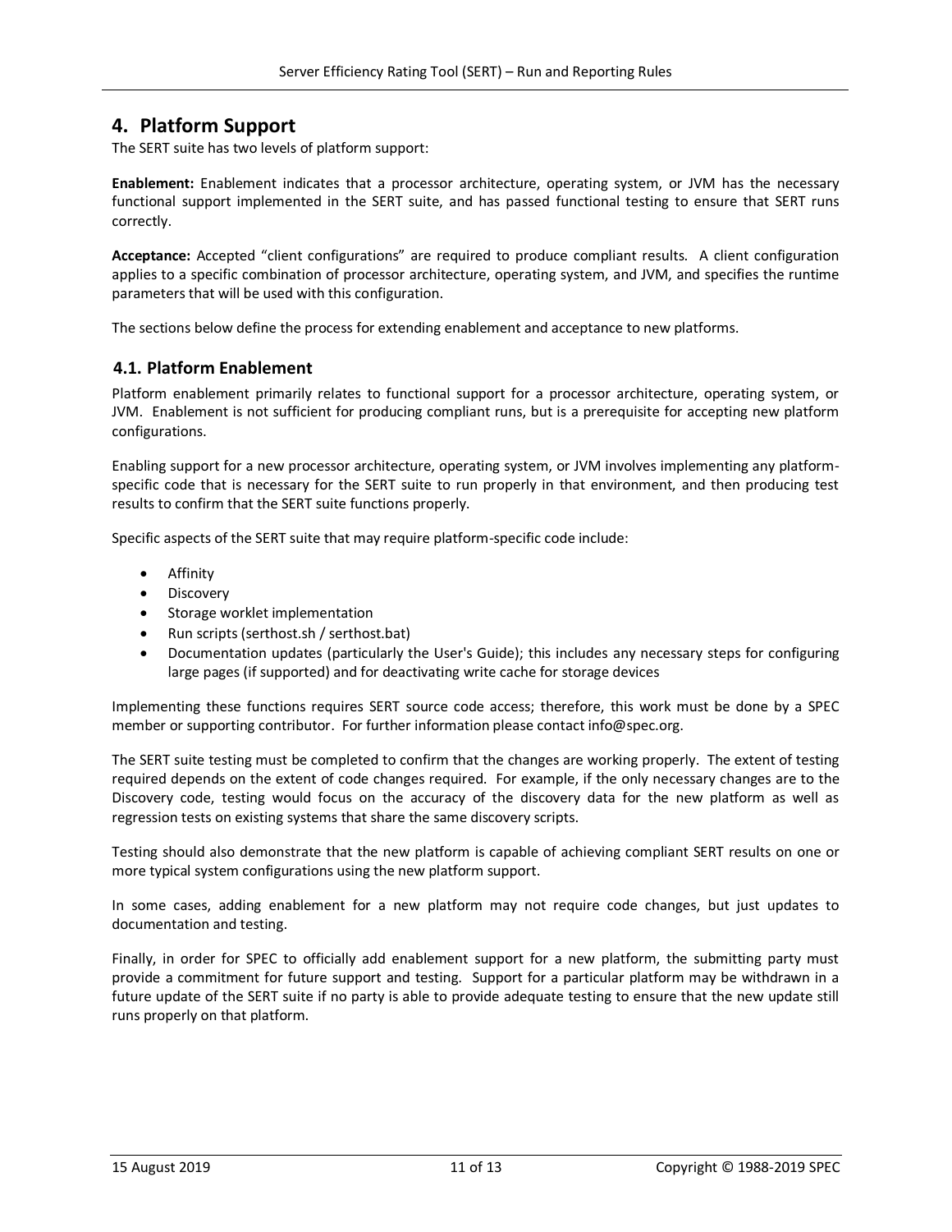# 4. Platform Support

The SERT suite has two levels of platform support:

**Enablement:** Enablement indicates that a processor architecture, operating system, or JVM has the necessary functional support implemented in the SERT suite, and has passed functional testing to ensure that SERT runs correctly.

**Acceptance:** Accepted "client configurations" are required to produce compliant results. A client configuration applies to a specific combination of processor architecture, operating system, and JVM, and specifies the runtime parameters that will be used with this configuration.

The sections below define the process for extending enablement and acceptance to new platforms.

## 4.1. Platform Enablement

Platform enablement primarily relates to functional support for a processor architecture, operating system, or JVM. Enablement is not sufficient for producing compliant runs, but is a prerequisite for accepting new platform configurations.

Enabling support for a new processor architecture, operating system, or JVM involves implementing any platform-specific code that is necessary for the SERT suite to run properly in that environment, and then producing test results to confirm that the SERT suite functions properly.

Specific aspects of the SERT suite that may require platform-specific code include:

- Affinity
- Discovery
- Storage worklet implementation
- Run scripts (serthost.sh / serthost.bat)
- Documentation updates (particularly the User's Guide); this includes any necessary steps for configuring large pages (if supported) and for deactivating write cache for storage devices

Implementing these functions requires SERT source code access; therefore, this work must be done by a SPEC member or supporting contributor. For further information please contact info@spec.org.

The SERT suite testing must be completed to confirm that the changes are working properly. The extent of testing required depends on the extent of code changes required. For example, if the only necessary changes are to the Discovery code, testing would focus on the accuracy of the discovery data for the new platform as well as regression tests on existing systems that share the same discovery scripts.

Testing should also demonstrate that the new platform is capable of achieving compliant SERT results on one or more typical system configurations using the new platform support.

In some cases, adding enablement for a new platform may not require code changes, but just updates to documentation and testing.

Finally, in order for SPEC to officially add enablement support for a new platform, the submitting party must provide a commitment for future support and testing. Support for a particular platform may be withdrawn in a future update of the SERT suite if no party is able to provide adequate testing to ensure that the new update still runs properly on that platform.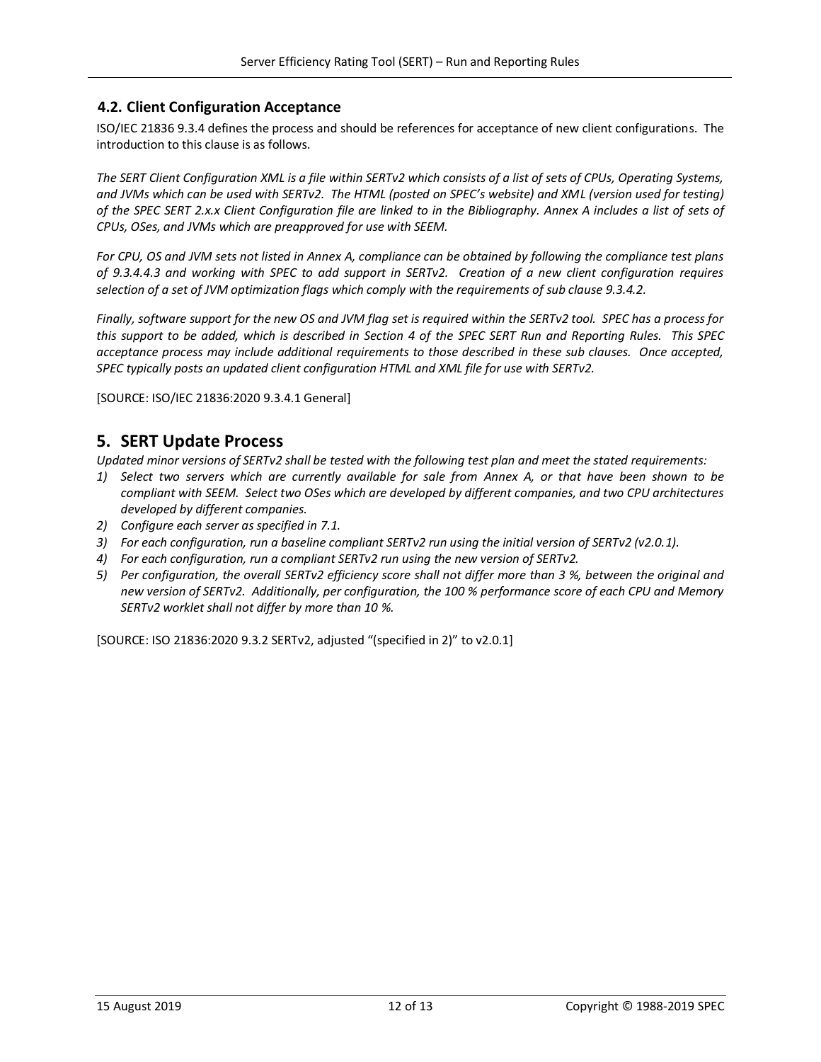### 4.2. Client Configuration Acceptance

ISO/IEC 21836 9.3.4 defines the process and should be references for acceptance of new client configurations. The introduction to this clause is as follows.

*The SERT Client Configuration XML is a file within SERTv2 which consists of a list of sets of CPUs, Operating Systems, and JVMs which can be used with SERTv2. The HTML (posted on SPEC's website) and XML (version used for testing) of the SPEC SERT 2.x.x Client Configuration file are linked to in the Bibliography. Annex A includes a list of sets of CPUs, OSes, and JVMs which are preapproved for use with SEEM.*

*For CPU, OS and JVM sets not listed in Annex A, compliance can be obtained by following the compliance test plans of 9.3.4.4.3 and working with SPEC to add support in SERTv2. Creation of a new client configuration requires selection of a set of JVM optimization flags which comply with the requirements of sub clause 9.3.4.2.*

*Finally, software support for the new OS and JVM flag set is required within the SERTv2 tool. SPEC has a process for this support to be added, which is described in Section 4 of the SPEC SERT Run and Reporting Rules. This SPEC acceptance process may include additional requirements to those described in these sub clauses. Once accepted, SPEC typically posts an updated client configuration HTML and XML file for use with SERTv2.*

[SOURCE: ISO/IEC 21836:2020 9.3.4.1 General]

## 5. SERT Update Process

*Updated minor versions of SERTv2 shall be tested with the following test plan and meet the stated requirements:*

1) *Select two servers which are currently available for sale from Annex A, or that have been shown to be compliant with SEEM. Select two OSes which are developed by different companies, and two CPU architectures developed by different companies.*
2) *Configure each server as specified in 7.1.*
3) *For each configuration, run a baseline compliant SERTv2 run using the initial version of SERTv2 (v2.0.1).*
4) *For each configuration, run a compliant SERTv2 run using the new version of SERTv2.*
5) *Per configuration, the overall SERTv2 efficiency score shall not differ more than 3 %, between the original and new version of SERTv2. Additionally, per configuration, the 100 % performance score of each CPU and Memory SERTv2 worklet shall not differ by more than 10 %.*

[SOURCE: ISO 21836:2020 9.3.2 SERTv2, adjusted "(specified in 2)" to v2.0.1]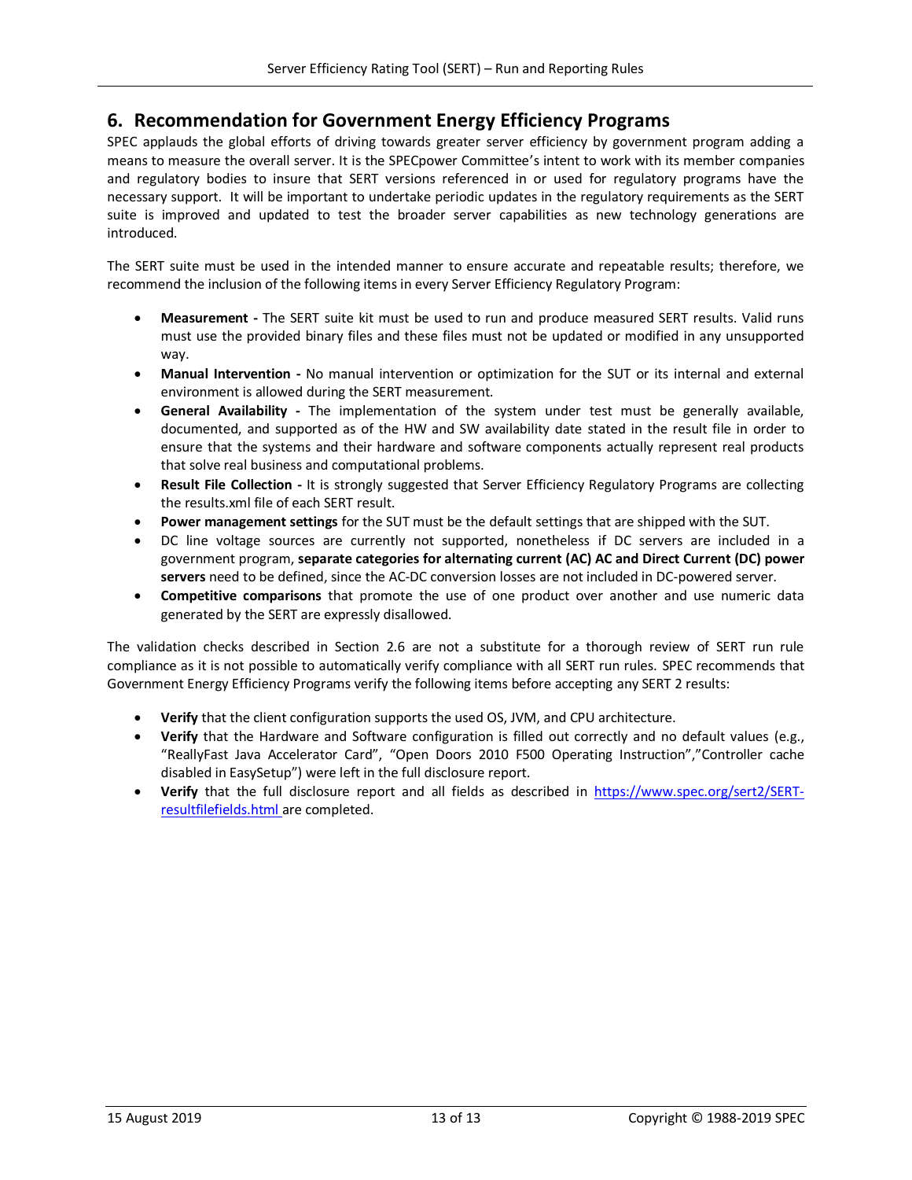## 6. Recommendation for Government Energy Efficiency Programs

SPEC applauds the global efforts of driving towards greater server efficiency by government program adding a means to measure the overall server. It is the SPECpower Committee's intent to work with its member companies and regulatory bodies to insure that SERT versions referenced in or used for regulatory programs have the necessary support. It will be important to undertake periodic updates in the regulatory requirements as the SERT suite is improved and updated to test the broader server capabilities as new technology generations are introduced.

The SERT suite must be used in the intended manner to ensure accurate and repeatable results; therefore, we recommend the inclusion of the following items in every Server Efficiency Regulatory Program:

- **Measurement -** The SERT suite kit must be used to run and produce measured SERT results. Valid runs must use the provided binary files and these files must not be updated or modified in any unsupported way.
- **Manual Intervention -** No manual intervention or optimization for the SUT or its internal and external environment is allowed during the SERT measurement.
- **General Availability -** The implementation of the system under test must be generally available, documented, and supported as of the HW and SW availability date stated in the result file in order to ensure that the systems and their hardware and software components actually represent real products that solve real business and computational problems.
- **Result File Collection -** It is strongly suggested that Server Efficiency Regulatory Programs are collecting the results.xml file of each SERT result.
- **Power management settings** for the SUT must be the default settings that are shipped with the SUT.
- DC line voltage sources are currently not supported, nonetheless if DC servers are included in a government program, **separate categories for alternating current (AC) AC and Direct Current (DC) power servers** need to be defined, since the AC-DC conversion losses are not included in DC-powered server.
- **Competitive comparisons** that promote the use of one product over another and use numeric data generated by the SERT are expressly disallowed.

The validation checks described in Section 2.6 are not a substitute for a thorough review of SERT run rule compliance as it is not possible to automatically verify compliance with all SERT run rules. SPEC recommends that Government Energy Efficiency Programs verify the following items before accepting any SERT 2 results:

- **Verify** that the client configuration supports the used OS, JVM, and CPU architecture.
- **Verify** that the Hardware and Software configuration is filled out correctly and no default values (e.g., "ReallyFast Java Accelerator Card", "Open Doors 2010 F500 Operating Instruction","Controller cache disabled in EasySetup") were left in the full disclosure report.
- **Verify** that the full disclosure report and all fields as described in [https://www.spec.org/sert2/SERT-resultfilefields.html](https://www.spec.org/sert2/SERT-resultfilefields.html) are completed.